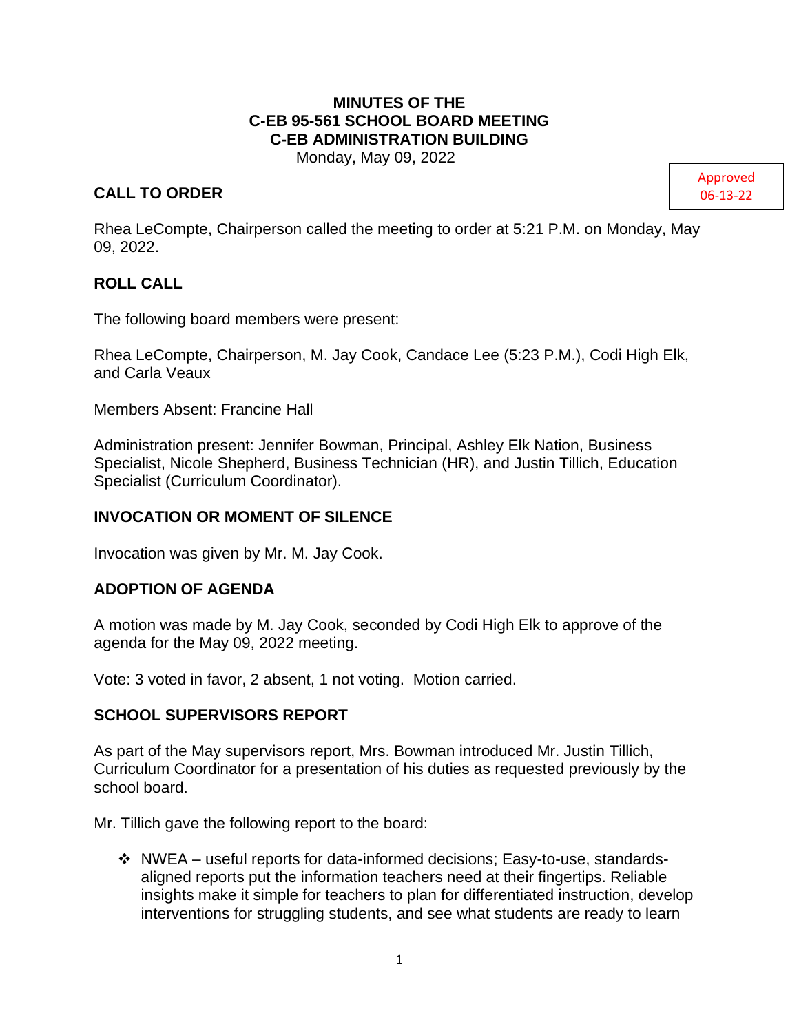**MINUTES OF THE**
**C-EB 95-561 SCHOOL BOARD MEETING**
**C-EB ADMINISTRATION BUILDING**
Monday, May 09, 2022

Approved 06-13-22

## CALL TO ORDER

Rhea LeCompte, Chairperson called the meeting to order at 5:21 P.M. on Monday, May 09, 2022.

## ROLL CALL

The following board members were present:

Rhea LeCompte, Chairperson, M. Jay Cook, Candace Lee (5:23 P.M.), Codi High Elk, and Carla Veaux

Members Absent: Francine Hall

Administration present: Jennifer Bowman, Principal, Ashley Elk Nation, Business Specialist, Nicole Shepherd, Business Technician (HR), and Justin Tillich, Education Specialist (Curriculum Coordinator).

## INVOCATION OR MOMENT OF SILENCE

Invocation was given by Mr. M. Jay Cook.

## ADOPTION OF AGENDA

A motion was made by M. Jay Cook, seconded by Codi High Elk to approve of the agenda for the May 09, 2022 meeting.

Vote: 3 voted in favor, 2 absent, 1 not voting. Motion carried.

## SCHOOL SUPERVISORS REPORT

As part of the May supervisors report, Mrs. Bowman introduced Mr. Justin Tillich, Curriculum Coordinator for a presentation of his duties as requested previously by the school board.

Mr. Tillich gave the following report to the board:

- NWEA – useful reports for data-informed decisions; Easy-to-use, standards-aligned reports put the information teachers need at their fingertips. Reliable insights make it simple for teachers to plan for differentiated instruction, develop interventions for struggling students, and see what students are ready to learn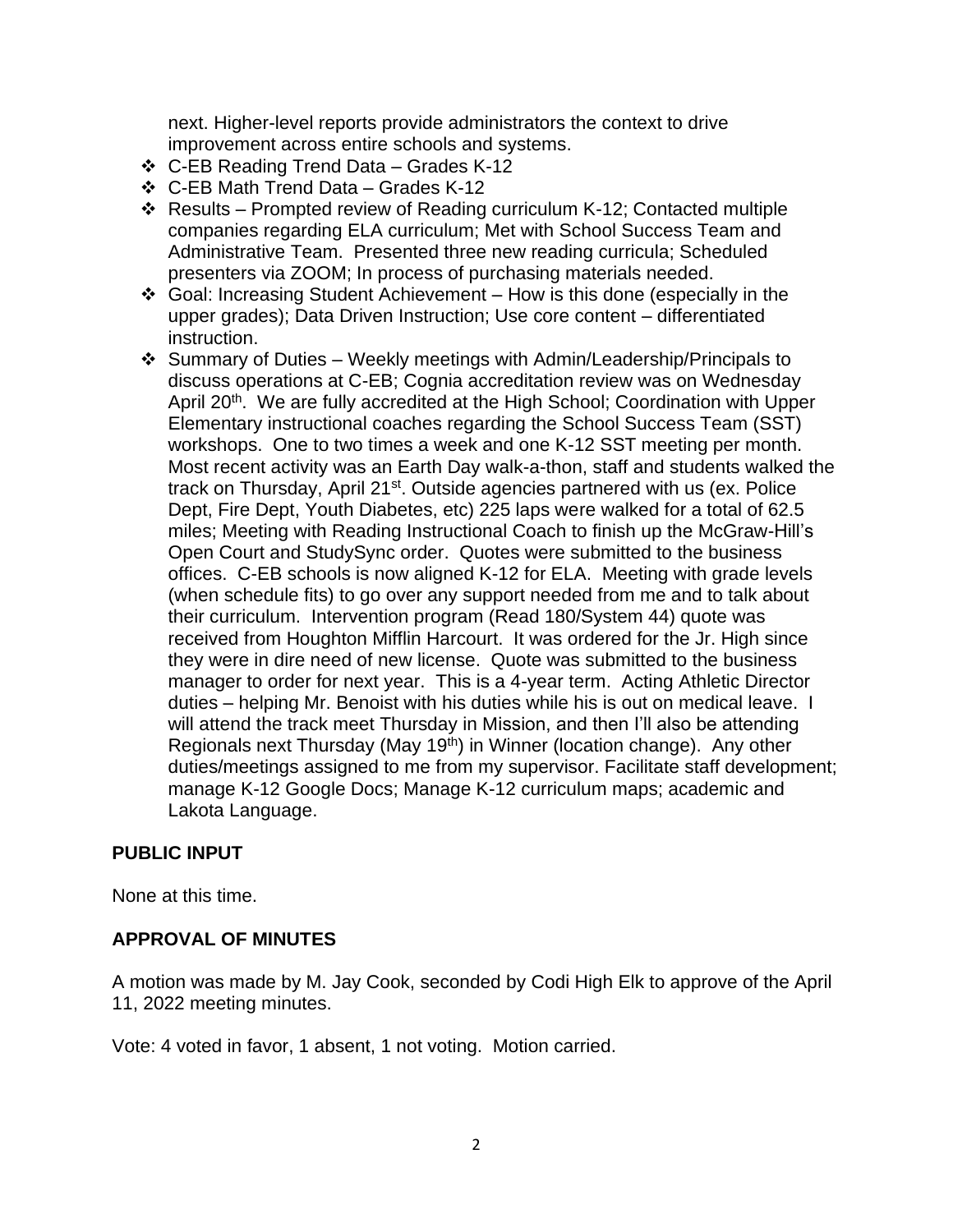next. Higher-level reports provide administrators the context to drive improvement across entire schools and systems.

- ❖ C-EB Reading Trend Data – Grades K-12
- ❖ C-EB Math Trend Data – Grades K-12
- ❖ Results – Prompted review of Reading curriculum K-12; Contacted multiple companies regarding ELA curriculum; Met with School Success Team and Administrative Team. Presented three new reading curricula; Scheduled presenters via ZOOM; In process of purchasing materials needed.
- ❖ Goal: Increasing Student Achievement – How is this done (especially in the upper grades); Data Driven Instruction; Use core content – differentiated instruction.
- ❖ Summary of Duties – Weekly meetings with Admin/Leadership/Principals to discuss operations at C-EB; Cognia accreditation review was on Wednesday April 20th. We are fully accredited at the High School; Coordination with Upper Elementary instructional coaches regarding the School Success Team (SST) workshops. One to two times a week and one K-12 SST meeting per month. Most recent activity was an Earth Day walk-a-thon, staff and students walked the track on Thursday, April 21st. Outside agencies partnered with us (ex. Police Dept, Fire Dept, Youth Diabetes, etc) 225 laps were walked for a total of 62.5 miles; Meeting with Reading Instructional Coach to finish up the McGraw-Hill's Open Court and StudySync order. Quotes were submitted to the business offices. C-EB schools is now aligned K-12 for ELA. Meeting with grade levels (when schedule fits) to go over any support needed from me and to talk about their curriculum. Intervention program (Read 180/System 44) quote was received from Houghton Mifflin Harcourt. It was ordered for the Jr. High since they were in dire need of new license. Quote was submitted to the business manager to order for next year. This is a 4-year term. Acting Athletic Director duties – helping Mr. Benoist with his duties while his is out on medical leave. I will attend the track meet Thursday in Mission, and then I'll also be attending Regionals next Thursday (May 19th) in Winner (location change). Any other duties/meetings assigned to me from my supervisor. Facilitate staff development; manage K-12 Google Docs; Manage K-12 curriculum maps; academic and Lakota Language.

## PUBLIC INPUT

None at this time.

## APPROVAL OF MINUTES

A motion was made by M. Jay Cook, seconded by Codi High Elk to approve of the April 11, 2022 meeting minutes.

Vote: 4 voted in favor, 1 absent, 1 not voting. Motion carried.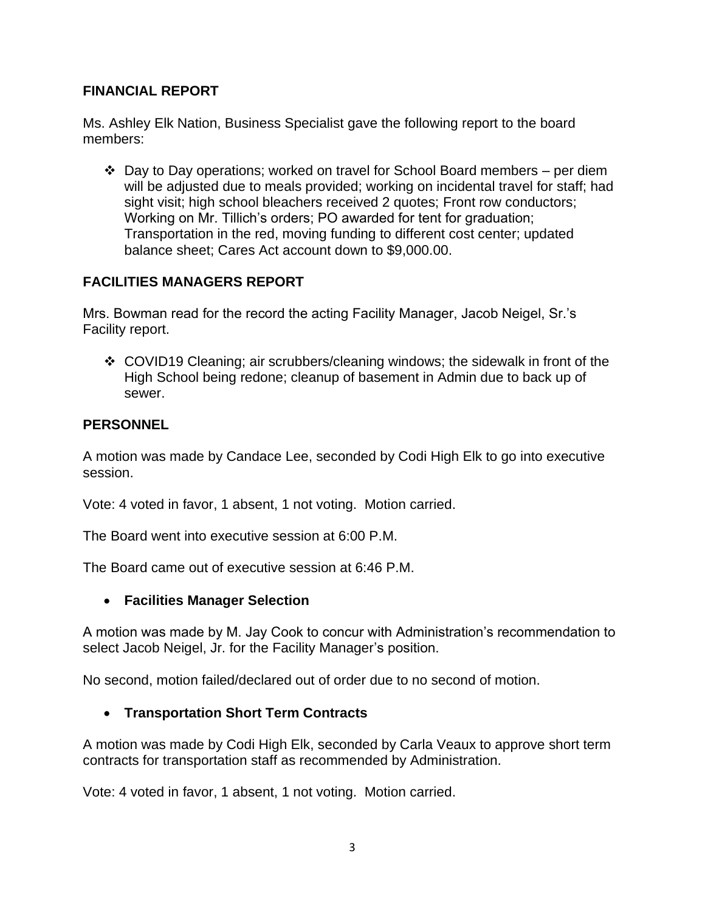## FINANCIAL REPORT

Ms. Ashley Elk Nation, Business Specialist gave the following report to the board members:

- Day to Day operations; worked on travel for School Board members – per diem will be adjusted due to meals provided; working on incidental travel for staff; had sight visit; high school bleachers received 2 quotes; Front row conductors; Working on Mr. Tillich's orders; PO awarded for tent for graduation; Transportation in the red, moving funding to different cost center; updated balance sheet; Cares Act account down to $9,000.00.

## FACILITIES MANAGERS REPORT

Mrs. Bowman read for the record the acting Facility Manager, Jacob Neigel, Sr.'s Facility report.

- COVID19 Cleaning; air scrubbers/cleaning windows; the sidewalk in front of the High School being redone; cleanup of basement in Admin due to back up of sewer.

## PERSONNEL

A motion was made by Candace Lee, seconded by Codi High Elk to go into executive session.

Vote: 4 voted in favor, 1 absent, 1 not voting. Motion carried.

The Board went into executive session at 6:00 P.M.

The Board came out of executive session at 6:46 P.M.

- **Facilities Manager Selection**

A motion was made by M. Jay Cook to concur with Administration's recommendation to select Jacob Neigel, Jr. for the Facility Manager's position.

No second, motion failed/declared out of order due to no second of motion.

- **Transportation Short Term Contracts**

A motion was made by Codi High Elk, seconded by Carla Veaux to approve short term contracts for transportation staff as recommended by Administration.

Vote: 4 voted in favor, 1 absent, 1 not voting. Motion carried.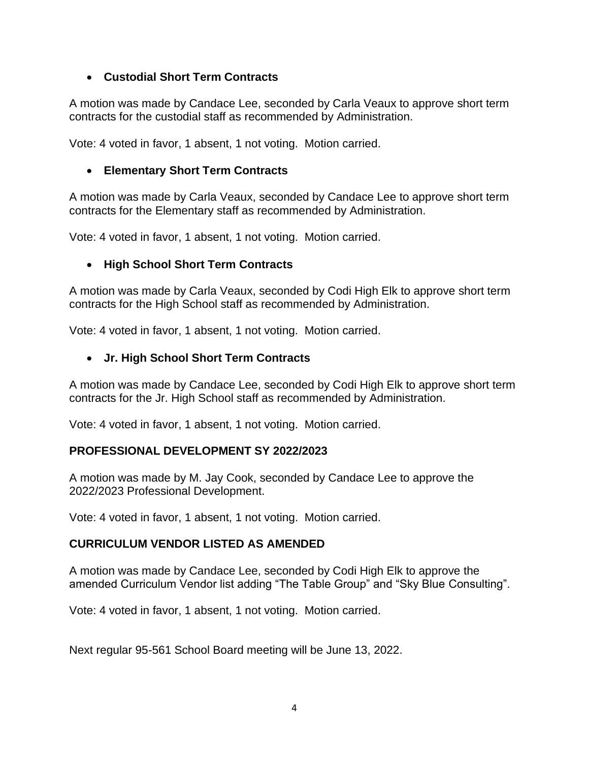- **Custodial Short Term Contracts**

A motion was made by Candace Lee, seconded by Carla Veaux to approve short term contracts for the custodial staff as recommended by Administration.

Vote: 4 voted in favor, 1 absent, 1 not voting. Motion carried.

- **Elementary Short Term Contracts**

A motion was made by Carla Veaux, seconded by Candace Lee to approve short term contracts for the Elementary staff as recommended by Administration.

Vote: 4 voted in favor, 1 absent, 1 not voting. Motion carried.

- **High School Short Term Contracts**

A motion was made by Carla Veaux, seconded by Codi High Elk to approve short term contracts for the High School staff as recommended by Administration.

Vote: 4 voted in favor, 1 absent, 1 not voting. Motion carried.

- **Jr. High School Short Term Contracts**

A motion was made by Candace Lee, seconded by Codi High Elk to approve short term contracts for the Jr. High School staff as recommended by Administration.

Vote: 4 voted in favor, 1 absent, 1 not voting. Motion carried.

**PROFESSIONAL DEVELOPMENT SY 2022/2023**

A motion was made by M. Jay Cook, seconded by Candace Lee to approve the 2022/2023 Professional Development.

Vote: 4 voted in favor, 1 absent, 1 not voting. Motion carried.

**CURRICULUM VENDOR LISTED AS AMENDED**

A motion was made by Candace Lee, seconded by Codi High Elk to approve the amended Curriculum Vendor list adding "The Table Group" and "Sky Blue Consulting".

Vote: 4 voted in favor, 1 absent, 1 not voting. Motion carried.

Next regular 95-561 School Board meeting will be June 13, 2022.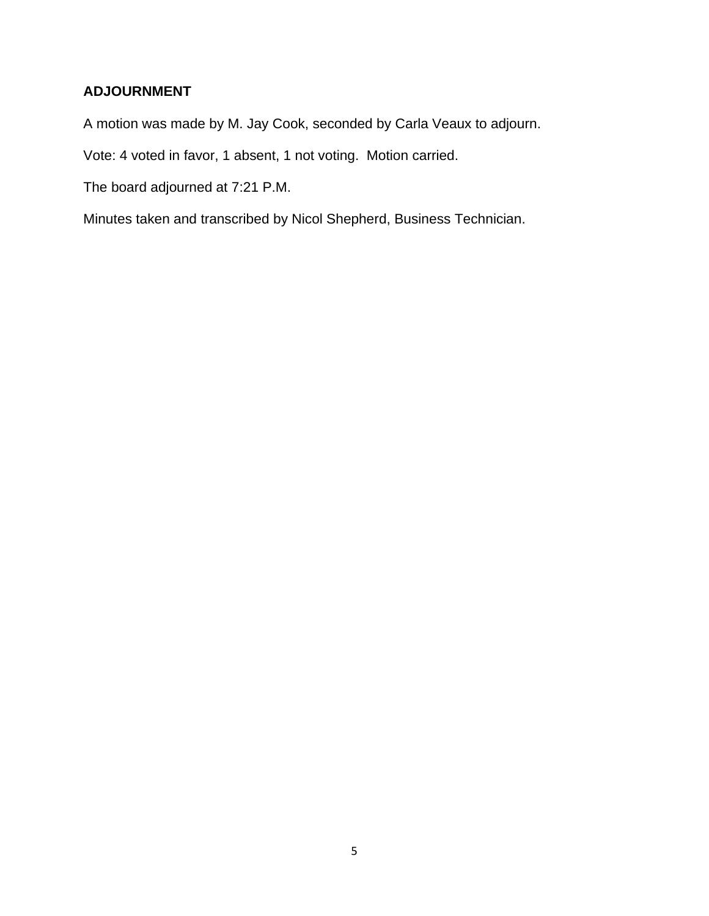**ADJOURNMENT**

A motion was made by M. Jay Cook, seconded by Carla Veaux to adjourn.

Vote: 4 voted in favor, 1 absent, 1 not voting. Motion carried.

The board adjourned at 7:21 P.M.

Minutes taken and transcribed by Nicol Shepherd, Business Technician.